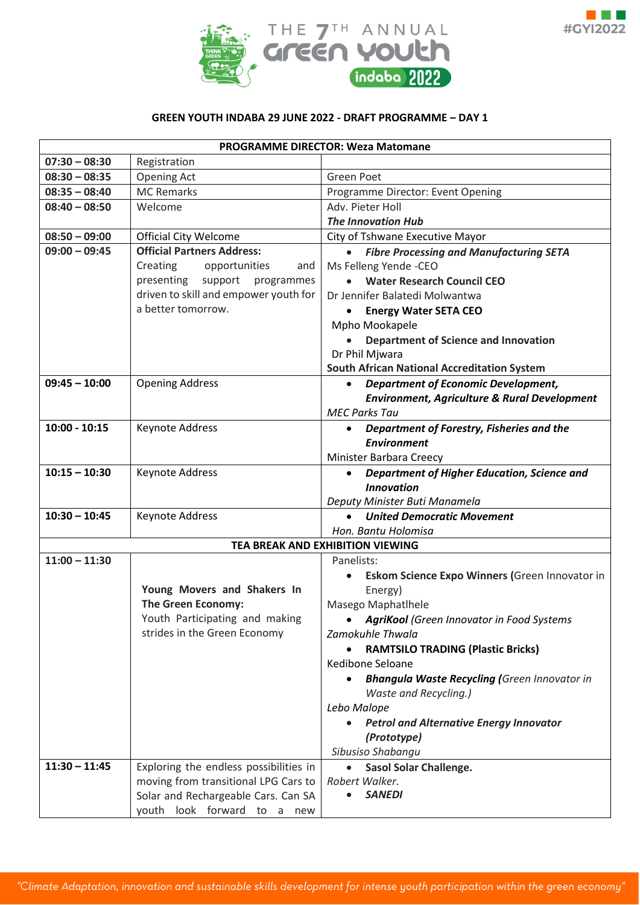THE 7TH ANNUAL green youth indaba 2022

#GYI2022

## GREEN YOUTH INDABA 29 JUNE 2022 - DRAFT PROGRAMME – DAY 1

| PROGRAMME DIRECTOR: Weza Matomane | | |
|---|---|---|
| **07:30 – 08:30** | Registration | |
| **08:30 – 08:35** | Opening Act | Green Poet |
| **08:35 – 08:40** | MC Remarks | Programme Director: Event Opening |
| **08:40 – 08:50** | Welcome | Adv. Pieter Holl<br>***The Innovation Hub*** |
| **08:50 – 09:00** | Official City Welcome | City of Tshwane Executive Mayor |
| **09:00 – 09:45** | **Official Partners Address:**<br>Creating opportunities and presenting support programmes driven to skill and empower youth for a better tomorrow. | • ***Fibre Processing and Manufacturing SETA***<br>Ms Felleng Yende -CEO<br>• **Water Research Council CEO**<br>Dr Jennifer Balatedi Molwantwa<br>• **Energy Water SETA CEO**<br>Mpho Mookapele<br>• **Department of Science and Innovation**<br>Dr Phil Mjwara<br>**South African National Accreditation System** |
| **09:45 – 10:00** | Opening Address | • ***Department of Economic Development, Environment, Agriculture & Rural Development***<br>*MEC Parks Tau* |
| **10:00 - 10:15** | Keynote Address | • ***Department of Forestry, Fisheries and the Environment***<br>Minister Barbara Creecy |
| **10:15 – 10:30** | Keynote Address | • ***Department of Higher Education, Science and Innovation***<br>*Deputy Minister Buti Manamela* |
| **10:30 – 10:45** | Keynote Address | • ***United Democratic Movement***<br>*Hon. Bantu Holomisa* |
| **TEA BREAK AND EXHIBITION VIEWING** | | |
| **11:00 – 11:30** | **Young Movers and Shakers In The Green Economy:**<br>Youth Participating and making strides in the Green Economy | Panelists:<br>• **Eskom Science Expo Winners (**Green Innovator in Energy)<br>Masego Maphatlhele<br>• ***AgriKool*** *(Green Innovator in Food Systems*<br>*Zamokuhle Thwala*<br>• **RAMTSILO TRADING (Plastic Bricks)**<br>Kedibone Seloane<br>• ***Bhangula Waste Recycling (****Green Innovator in Waste and Recycling.)*<br>*Lebo Malope*<br>• ***Petrol and Alternative Energy Innovator (Prototype)***<br>*Sibusiso Shabangu* |
| **11:30 – 11:45** | Exploring the endless possibilities in moving from transitional LPG Cars to Solar and Rechargeable Cars. Can SA youth look forward to a new | • **Sasol Solar Challenge.**<br>*Robert Walker.*<br>• ***SANEDI*** |

*"Climate Adaptation, innovation and sustainable skills development for intense youth participation within the green economy"*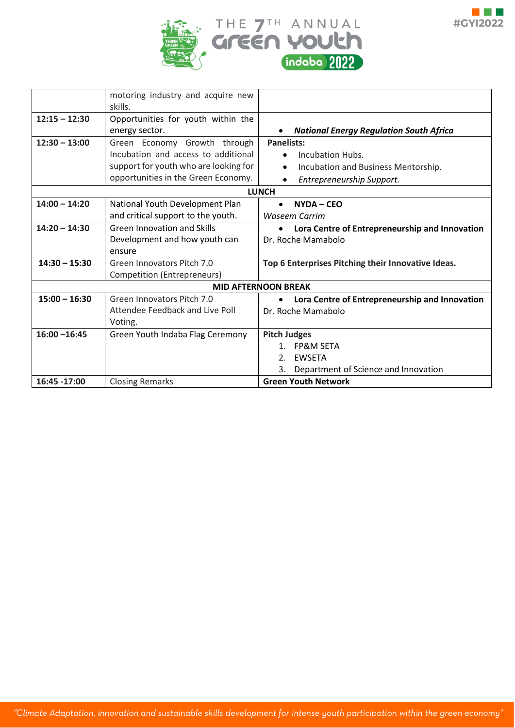| | | |
|---|---|---|
| | motoring industry and acquire new skills. | |
| **12:15 – 12:30** | Opportunities for youth within the energy sector. | • ***National Energy Regulation South Africa*** |
| **12:30 – 13:00** | Green Economy Growth through Incubation and access to additional support for youth who are looking for opportunities in the Green Economy. | **Panelists:**<br>• Incubation Hubs.<br>• Incubation and Business Mentorship.<br>• *Entrepreneurship Support.* |
| | **LUNCH** | |
| **14:00 – 14:20** | National Youth Development Plan and critical support to the youth. | • **NYDA – CEO**<br>*Waseem Carrim* |
| **14:20 – 14:30** | Green Innovation and Skills Development and how youth can ensure | • **Lora Centre of Entrepreneurship and Innovation**<br>Dr. Roche Mamabolo |
| **14:30 – 15:30** | Green Innovators Pitch 7.0 Competition (Entrepreneurs) | **Top 6 Enterprises Pitching their Innovative Ideas.** |
| | **MID AFTERNOON BREAK** | |
| **15:00 – 16:30** | Green Innovators Pitch 7.0 Attendee Feedback and Live Poll Voting. | • **Lora Centre of Entrepreneurship and Innovation**<br>Dr. Roche Mamabolo |
| **16:00 –16:45** | Green Youth Indaba Flag Ceremony | **Pitch Judges**<br>1. FP&M SETA<br>2. EWSETA<br>3. Department of Science and Innovation |
| **16:45 -17:00** | Closing Remarks | **Green Youth Network** |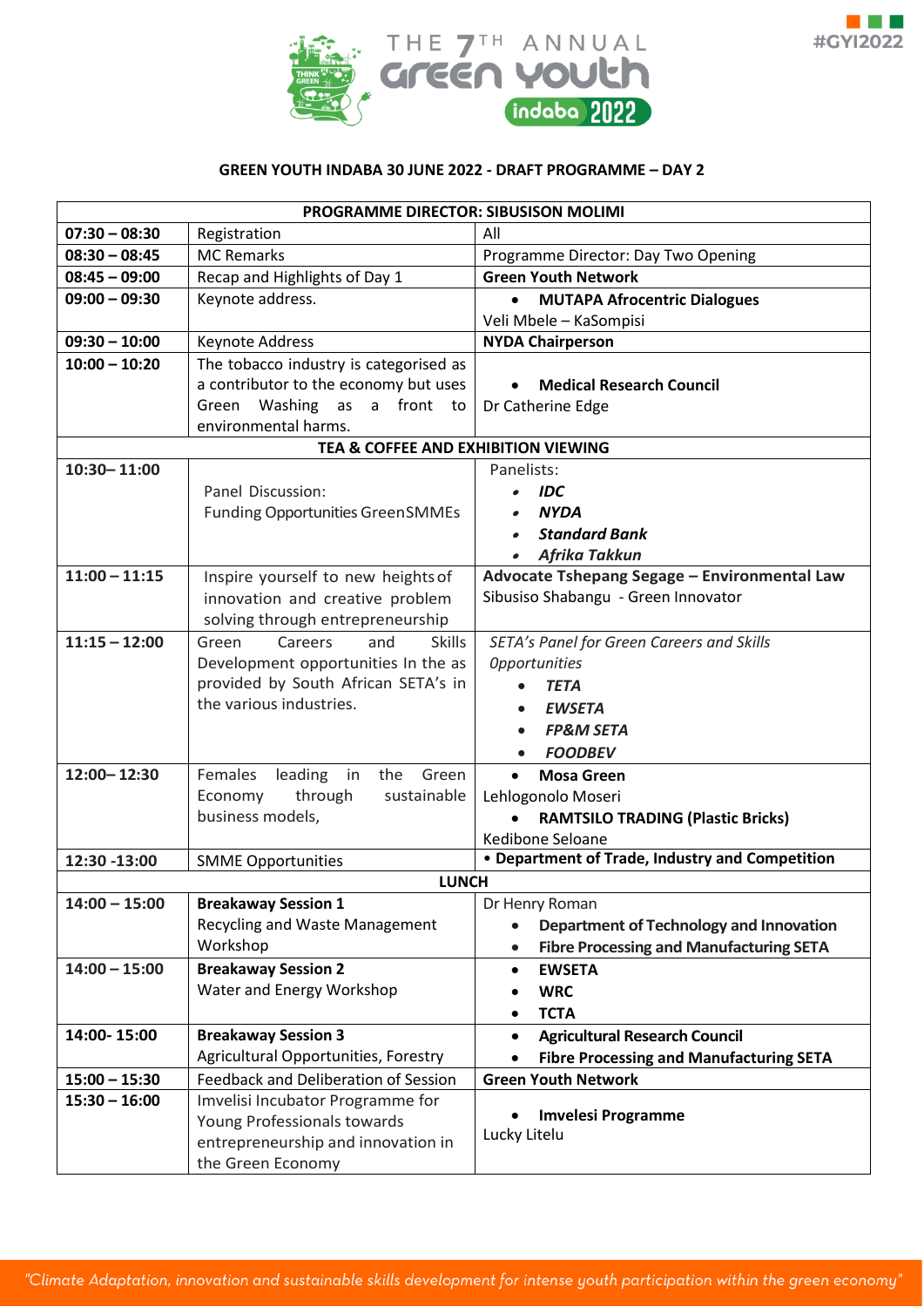THE 7TH ANNUAL green youth indaba 2022

#GYI2022

**GREEN YOUTH INDABA 30 JUNE 2022 - DRAFT PROGRAMME – DAY 2**

| **PROGRAMME DIRECTOR: SIBUSISON MOLIMI** | | |
|---|---|---|
| **07:30 – 08:30** | Registration | All |
| **08:30 – 08:45** | MC Remarks | Programme Director: Day Two Opening |
| **08:45 – 09:00** | Recap and Highlights of Day 1 | **Green Youth Network** |
| **09:00 – 09:30** | Keynote address. | • **MUTAPA Afrocentric Dialogues**<br>Veli Mbele – KaSompisi |
| **09:30 – 10:00** | Keynote Address | **NYDA Chairperson** |
| **10:00 – 10:20** | The tobacco industry is categorised as a contributor to the economy but uses Green Washing as a front to environmental harms. | • **Medical Research Council**<br>Dr Catherine Edge |
| **TEA & COFFEE AND EXHIBITION VIEWING** | | |
| **10:30– 11:00** | Panel Discussion:<br>Funding Opportunities GreenSMMEs | Panelists:<br>• ***IDC***<br>• ***NYDA***<br>• ***Standard Bank***<br>• ***Afrika Takkun*** |
| **11:00 – 11:15** | Inspire yourself to new heights of innovation and creative problem solving through entrepreneurship | **Advocate Tshepang Segage – Environmental Law**<br>Sibusiso Shabangu - Green Innovator |
| **11:15 – 12:00** | Green Careers and Skills Development opportunities In the as provided by South African SETA's in the various industries. | *SETA's Panel for Green Careers and Skills Opportunities*<br>• ***TETA***<br>• ***EWSETA***<br>• ***FP&M SETA***<br>• ***FOODBEV*** |
| **12:00– 12:30** | Females leading in the Green Economy through sustainable business models, | • **Mosa Green**<br>Lehlogonolo Moseri<br>• **RAMTSILO TRADING (Plastic Bricks)**<br>Kedibone Seloane |
| **12:30 -13:00** | SMME Opportunities | **• Department of Trade, Industry and Competition** |
| **LUNCH** | | |
| **14:00 – 15:00** | **Breakaway Session 1**<br>Recycling and Waste Management Workshop | Dr Henry Roman<br>• **Department of Technology and Innovation**<br>• **Fibre Processing and Manufacturing SETA** |
| **14:00 – 15:00** | **Breakaway Session 2**<br>Water and Energy Workshop | • **EWSETA**<br>• **WRC**<br>• **TCTA** |
| **14:00- 15:00** | **Breakaway Session 3**<br>Agricultural Opportunities, Forestry | • **Agricultural Research Council**<br>• **Fibre Processing and Manufacturing SETA** |
| **15:00 – 15:30** | Feedback and Deliberation of Session | **Green Youth Network** |
| **15:30 – 16:00** | Imvelisi Incubator Programme for Young Professionals towards entrepreneurship and innovation in the Green Economy | • **Imvelesi Programme**<br>Lucky Litelu |

*"Climate Adaptation, innovation and sustainable skills development for intense youth participation within the green economy"*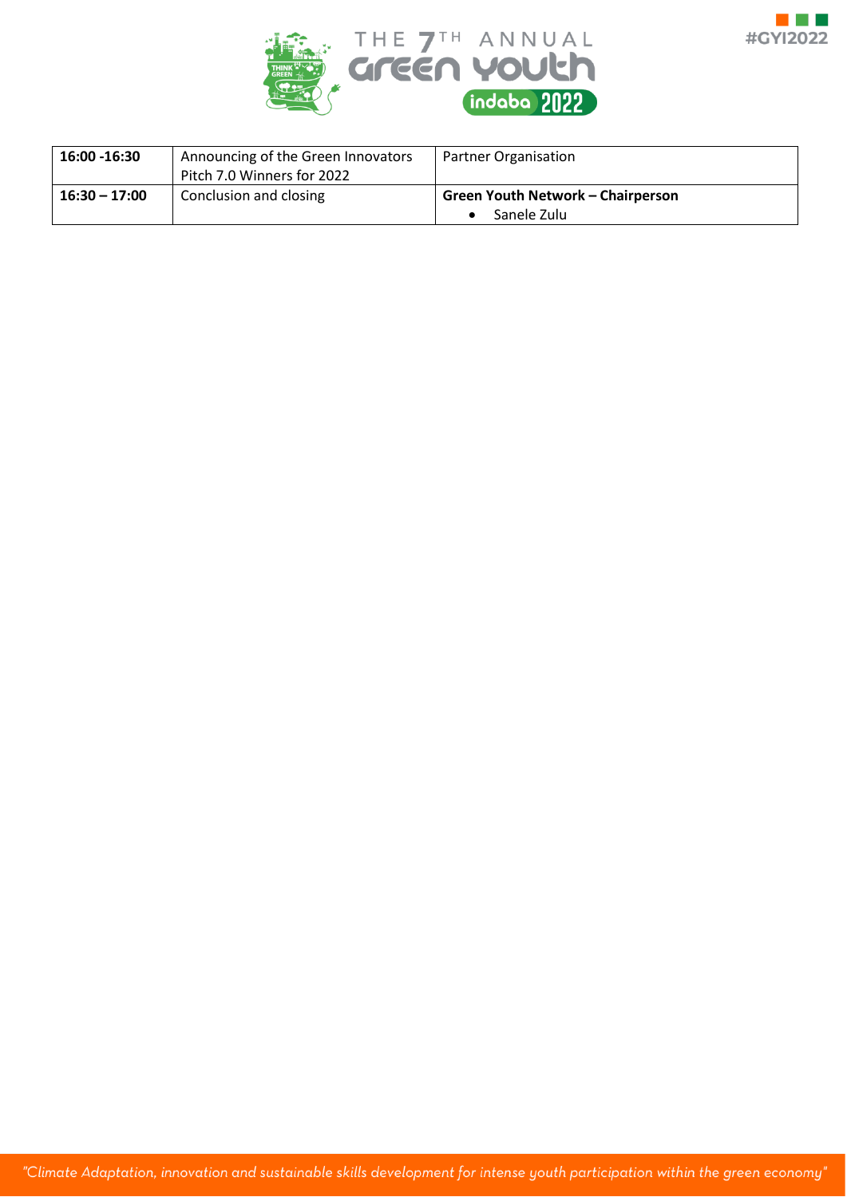| | | |
|---|---|---|
| **16:00 -16:30** | Announcing of the Green Innovators Pitch 7.0 Winners for 2022 | Partner Organisation |
| **16:30 – 17:00** | Conclusion and closing | **Green Youth Network – Chairperson**<br>• Sanele Zulu |